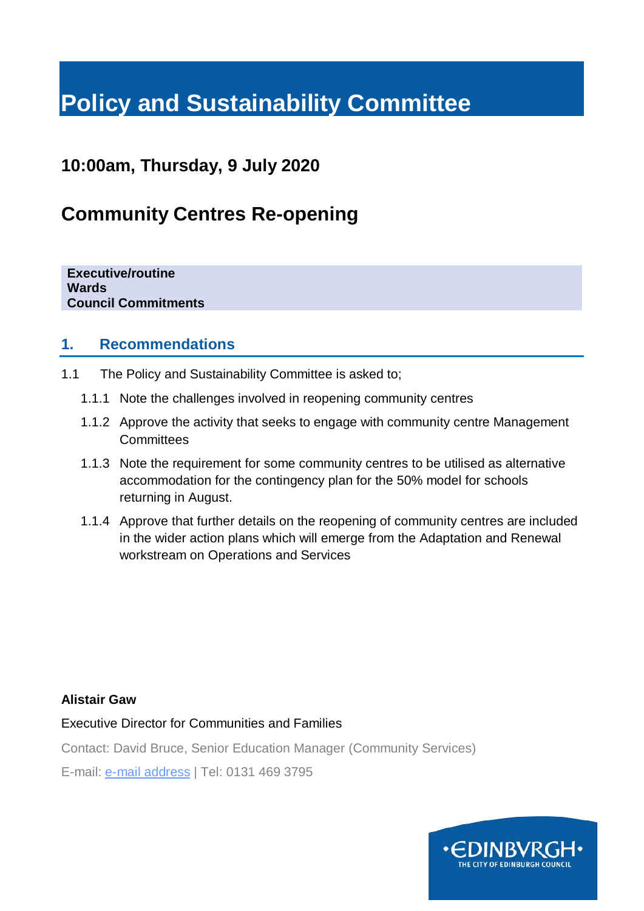# Policy and Sustainability Committee

## 10:00am, Thursday, 9 July 2020

## Community Centres Re-opening

**Executive/routine**
**Wards**
**Council Commitments**

## 1. Recommendations

1.1 The Policy and Sustainability Committee is asked to;

1.1.1 Note the challenges involved in reopening community centres

1.1.2 Approve the activity that seeks to engage with community centre Management Committees

1.1.3 Note the requirement for some community centres to be utilised as alternative accommodation for the contingency plan for the 50% model for schools returning in August.

1.1.4 Approve that further details on the reopening of community centres are included in the wider action plans which will emerge from the Adaptation and Renewal workstream on Operations and Services

**Alistair Gaw**

Executive Director for Communities and Families

Contact: David Bruce, Senior Education Manager (Community Services)

E-mail: e-mail address | Tel: 0131 469 3795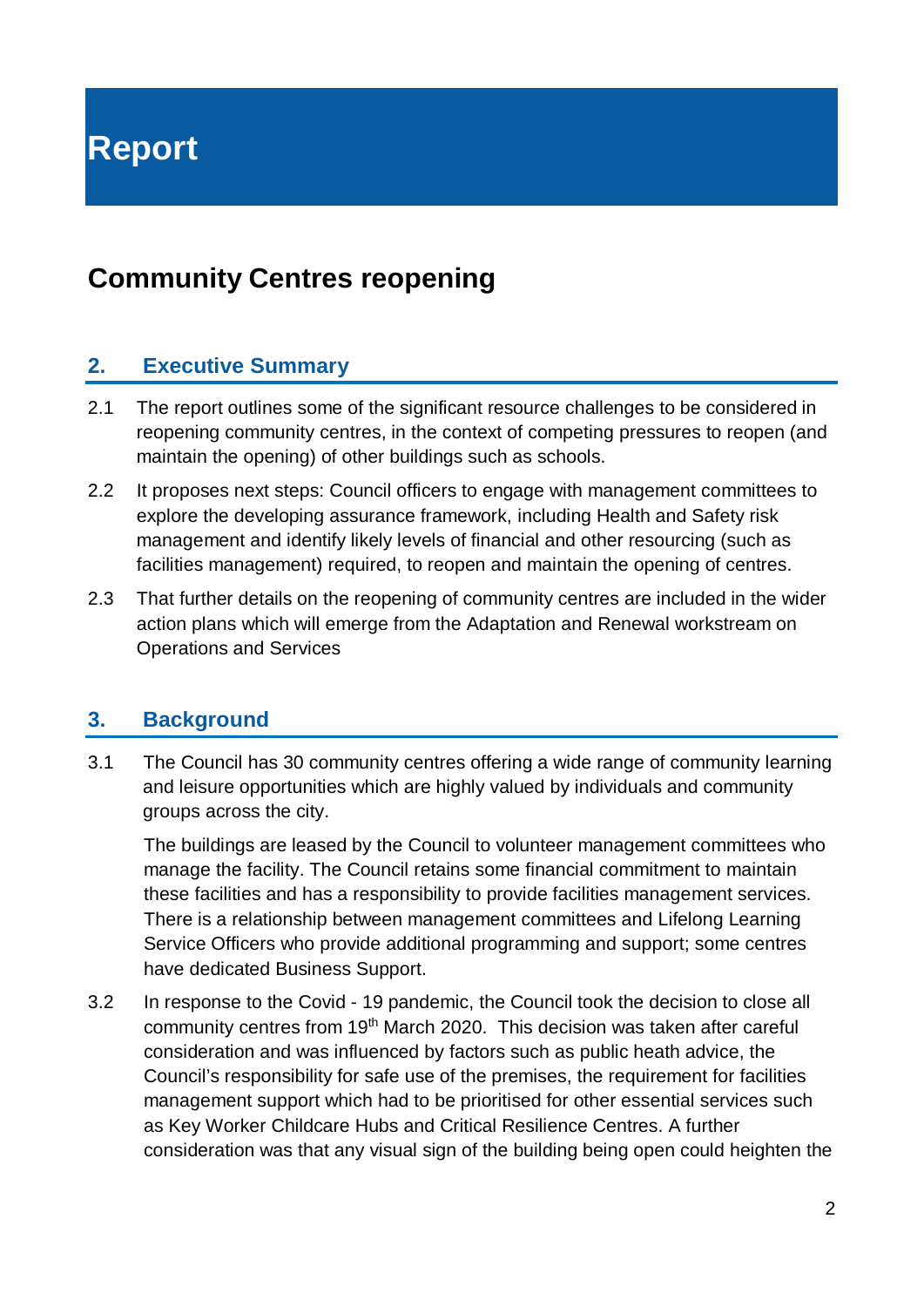# Report

## Community Centres reopening

### 2. Executive Summary

2.1 The report outlines some of the significant resource challenges to be considered in reopening community centres, in the context of competing pressures to reopen (and maintain the opening) of other buildings such as schools.

2.2 It proposes next steps: Council officers to engage with management committees to explore the developing assurance framework, including Health and Safety risk management and identify likely levels of financial and other resourcing (such as facilities management) required, to reopen and maintain the opening of centres.

2.3 That further details on the reopening of community centres are included in the wider action plans which will emerge from the Adaptation and Renewal workstream on Operations and Services

### 3. Background

3.1 The Council has 30 community centres offering a wide range of community learning and leisure opportunities which are highly valued by individuals and community groups across the city.

The buildings are leased by the Council to volunteer management committees who manage the facility. The Council retains some financial commitment to maintain these facilities and has a responsibility to provide facilities management services. There is a relationship between management committees and Lifelong Learning Service Officers who provide additional programming and support; some centres have dedicated Business Support.

3.2 In response to the Covid - 19 pandemic, the Council took the decision to close all community centres from 19th March 2020. This decision was taken after careful consideration and was influenced by factors such as public heath advice, the Council's responsibility for safe use of the premises, the requirement for facilities management support which had to be prioritised for other essential services such as Key Worker Childcare Hubs and Critical Resilience Centres. A further consideration was that any visual sign of the building being open could heighten the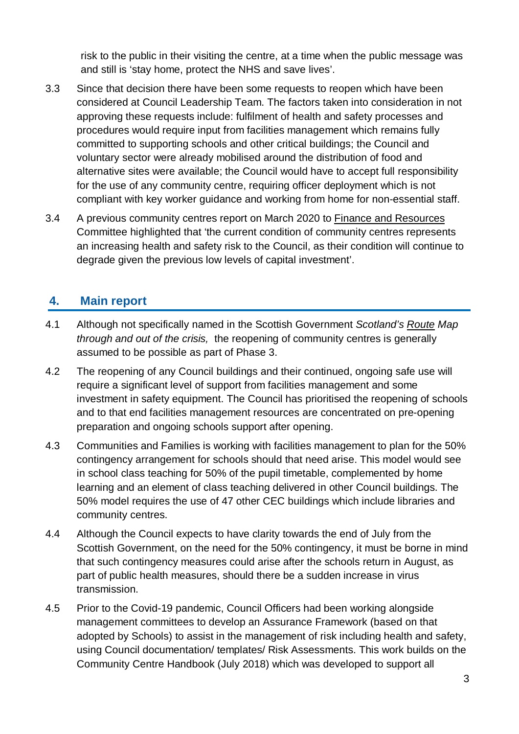risk to the public in their visiting the centre, at a time when the public message was and still is 'stay home, protect the NHS and save lives'.

3.3 Since that decision there have been some requests to reopen which have been considered at Council Leadership Team. The factors taken into consideration in not approving these requests include: fulfilment of health and safety processes and procedures would require input from facilities management which remains fully committed to supporting schools and other critical buildings; the Council and voluntary sector were already mobilised around the distribution of food and alternative sites were available; the Council would have to accept full responsibility for the use of any community centre, requiring officer deployment which is not compliant with key worker guidance and working from home for non-essential staff.

3.4 A previous community centres report on March 2020 to Finance and Resources Committee highlighted that 'the current condition of community centres represents an increasing health and safety risk to the Council, as their condition will continue to degrade given the previous low levels of capital investment'.

## 4. Main report

4.1 Although not specifically named in the Scottish Government *Scotland's Route Map through and out of the crisis,* the reopening of community centres is generally assumed to be possible as part of Phase 3.

4.2 The reopening of any Council buildings and their continued, ongoing safe use will require a significant level of support from facilities management and some investment in safety equipment. The Council has prioritised the reopening of schools and to that end facilities management resources are concentrated on pre-opening preparation and ongoing schools support after opening.

4.3 Communities and Families is working with facilities management to plan for the 50% contingency arrangement for schools should that need arise. This model would see in school class teaching for 50% of the pupil timetable, complemented by home learning and an element of class teaching delivered in other Council buildings. The 50% model requires the use of 47 other CEC buildings which include libraries and community centres.

4.4 Although the Council expects to have clarity towards the end of July from the Scottish Government, on the need for the 50% contingency, it must be borne in mind that such contingency measures could arise after the schools return in August, as part of public health measures, should there be a sudden increase in virus transmission.

4.5 Prior to the Covid-19 pandemic, Council Officers had been working alongside management committees to develop an Assurance Framework (based on that adopted by Schools) to assist in the management of risk including health and safety, using Council documentation/ templates/ Risk Assessments. This work builds on the Community Centre Handbook (July 2018) which was developed to support all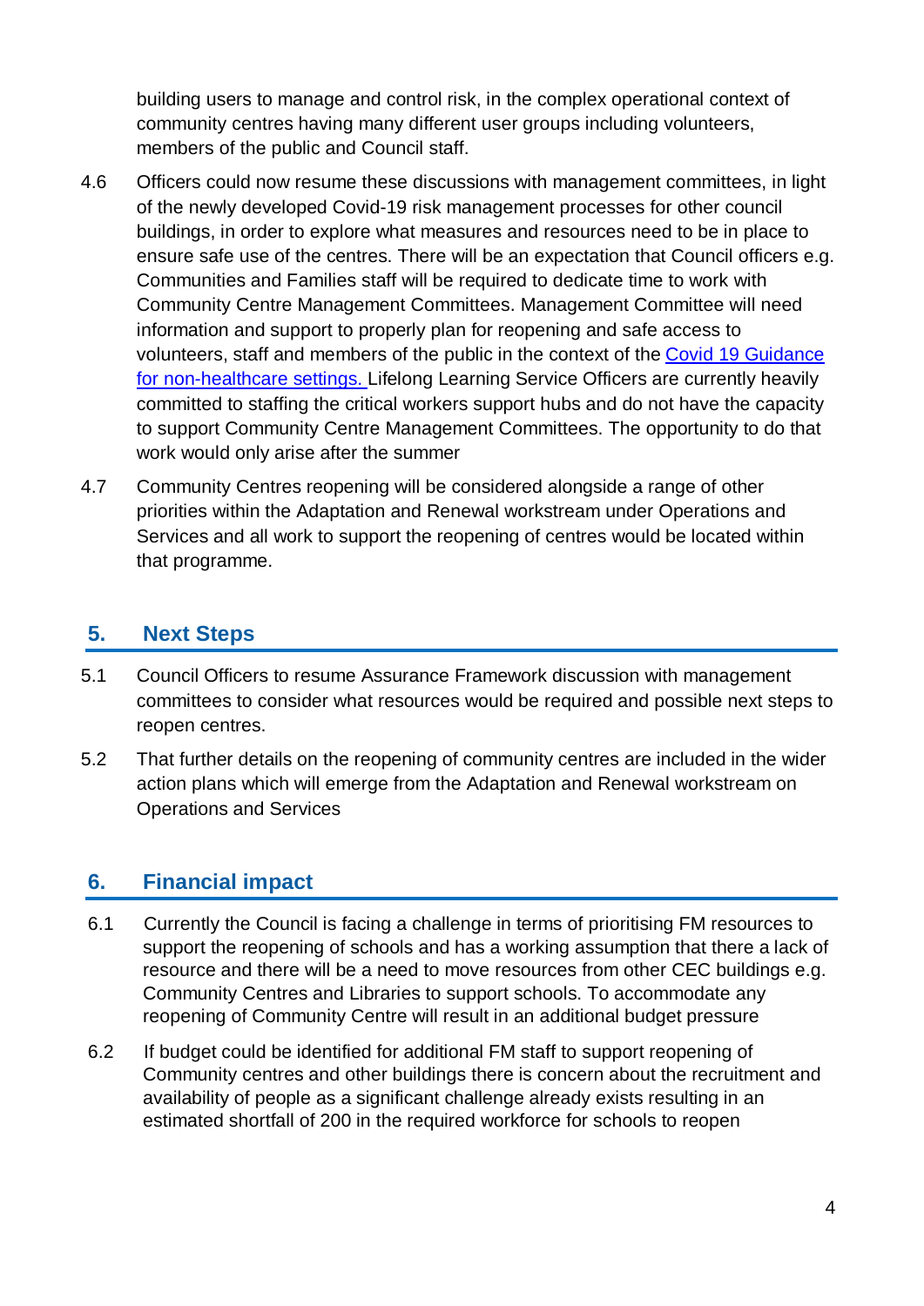building users to manage and control risk, in the complex operational context of community centres having many different user groups including volunteers, members of the public and Council staff.

4.6 Officers could now resume these discussions with management committees, in light of the newly developed Covid-19 risk management processes for other council buildings, in order to explore what measures and resources need to be in place to ensure safe use of the centres. There will be an expectation that Council officers e.g. Communities and Families staff will be required to dedicate time to work with Community Centre Management Committees. Management Committee will need information and support to properly plan for reopening and safe access to volunteers, staff and members of the public in the context of the Covid 19 Guidance for non-healthcare settings. Lifelong Learning Service Officers are currently heavily committed to staffing the critical workers support hubs and do not have the capacity to support Community Centre Management Committees. The opportunity to do that work would only arise after the summer

4.7 Community Centres reopening will be considered alongside a range of other priorities within the Adaptation and Renewal workstream under Operations and Services and all work to support the reopening of centres would be located within that programme.

## 5. Next Steps

5.1 Council Officers to resume Assurance Framework discussion with management committees to consider what resources would be required and possible next steps to reopen centres.

5.2 That further details on the reopening of community centres are included in the wider action plans which will emerge from the Adaptation and Renewal workstream on Operations and Services

## 6. Financial impact

6.1 Currently the Council is facing a challenge in terms of prioritising FM resources to support the reopening of schools and has a working assumption that there a lack of resource and there will be a need to move resources from other CEC buildings e.g. Community Centres and Libraries to support schools. To accommodate any reopening of Community Centre will result in an additional budget pressure

6.2 If budget could be identified for additional FM staff to support reopening of Community centres and other buildings there is concern about the recruitment and availability of people as a significant challenge already exists resulting in an estimated shortfall of 200 in the required workforce for schools to reopen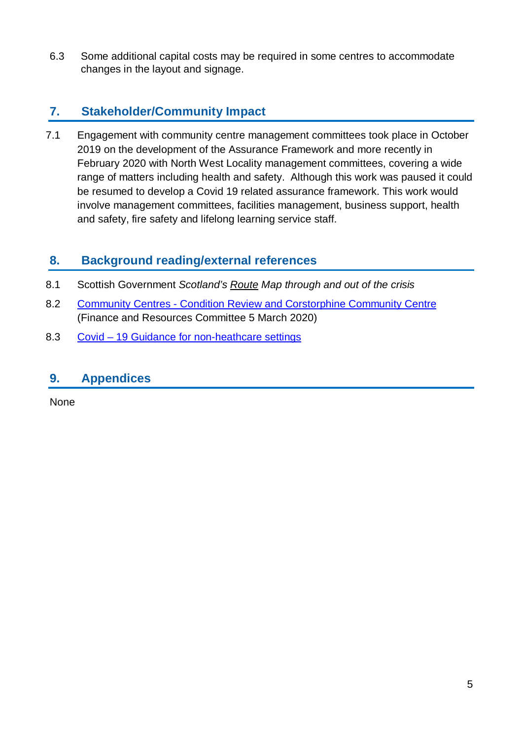6.3 Some additional capital costs may be required in some centres to accommodate changes in the layout and signage.

## 7. Stakeholder/Community Impact

7.1 Engagement with community centre management committees took place in October 2019 on the development of the Assurance Framework and more recently in February 2020 with North West Locality management committees, covering a wide range of matters including health and safety. Although this work was paused it could be resumed to develop a Covid 19 related assurance framework. This work would involve management committees, facilities management, business support, health and safety, fire safety and lifelong learning service staff.

## 8. Background reading/external references

8.1 Scottish Government *Scotland's Route Map through and out of the crisis*

8.2 Community Centres - Condition Review and Corstorphine Community Centre (Finance and Resources Committee 5 March 2020)

8.3 Covid – 19 Guidance for non-heathcare settings

## 9. Appendices

None